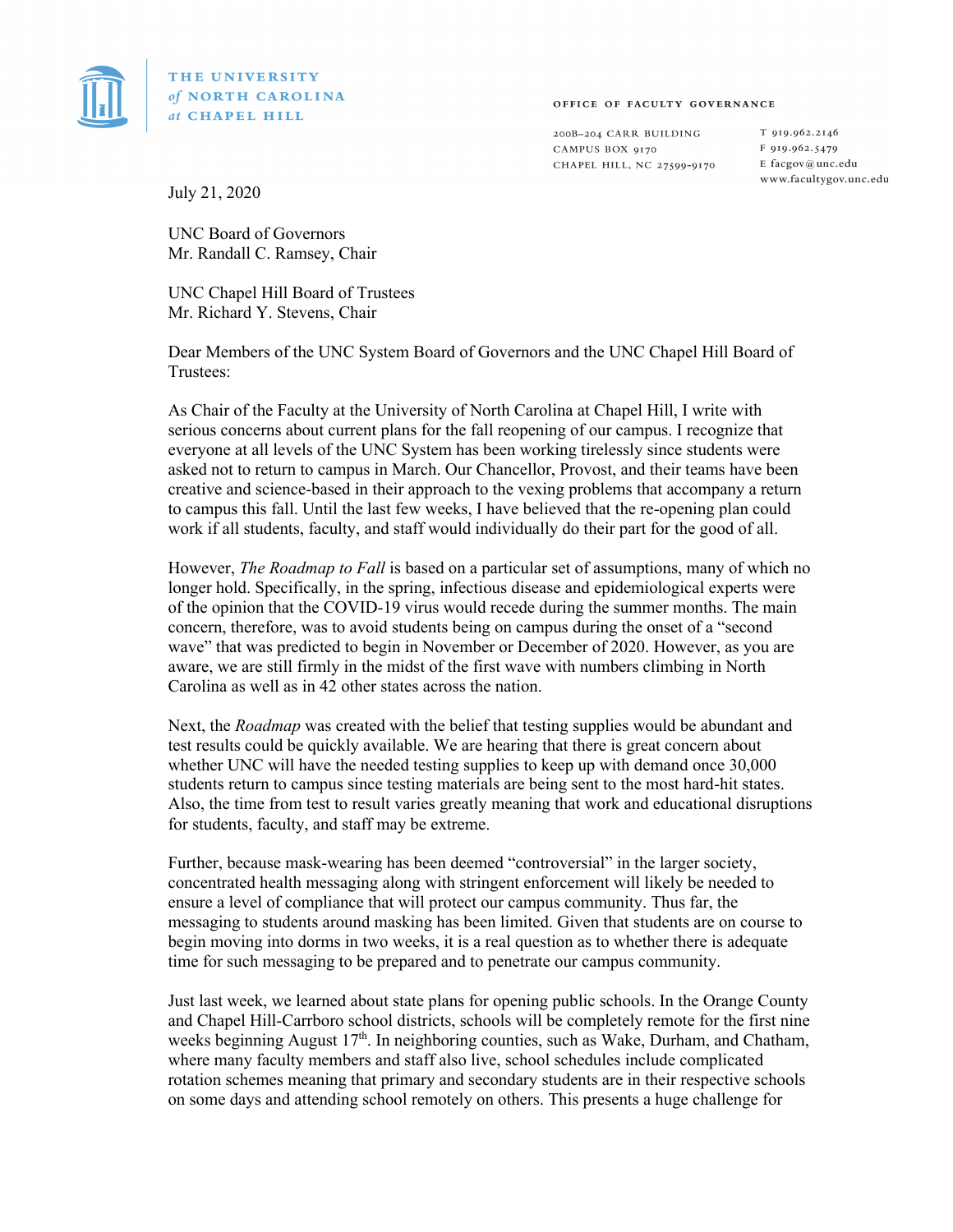THE UNIVERSITY *of* NORTH CAROLINA *at* CHAPEL HILL

OFFICE OF FACULTY GOVERNANCE

200B–204 CARR BUILDING
CAMPUS BOX 9170
CHAPEL HILL, NC 27599-9170

T 919.962.2146
F 919.962.5479
E facgov@unc.edu
www.facultygov.unc.edu

July 21, 2020

UNC Board of Governors
Mr. Randall C. Ramsey, Chair

UNC Chapel Hill Board of Trustees
Mr. Richard Y. Stevens, Chair

Dear Members of the UNC System Board of Governors and the UNC Chapel Hill Board of Trustees:

As Chair of the Faculty at the University of North Carolina at Chapel Hill, I write with serious concerns about current plans for the fall reopening of our campus. I recognize that everyone at all levels of the UNC System has been working tirelessly since students were asked not to return to campus in March. Our Chancellor, Provost, and their teams have been creative and science-based in their approach to the vexing problems that accompany a return to campus this fall. Until the last few weeks, I have believed that the re-opening plan could work if all students, faculty, and staff would individually do their part for the good of all.

However, *The Roadmap to Fall* is based on a particular set of assumptions, many of which no longer hold. Specifically, in the spring, infectious disease and epidemiological experts were of the opinion that the COVID-19 virus would recede during the summer months. The main concern, therefore, was to avoid students being on campus during the onset of a "second wave" that was predicted to begin in November or December of 2020. However, as you are aware, we are still firmly in the midst of the first wave with numbers climbing in North Carolina as well as in 42 other states across the nation.

Next, the *Roadmap* was created with the belief that testing supplies would be abundant and test results could be quickly available. We are hearing that there is great concern about whether UNC will have the needed testing supplies to keep up with demand once 30,000 students return to campus since testing materials are being sent to the most hard-hit states. Also, the time from test to result varies greatly meaning that work and educational disruptions for students, faculty, and staff may be extreme.

Further, because mask-wearing has been deemed "controversial" in the larger society, concentrated health messaging along with stringent enforcement will likely be needed to ensure a level of compliance that will protect our campus community. Thus far, the messaging to students around masking has been limited. Given that students are on course to begin moving into dorms in two weeks, it is a real question as to whether there is adequate time for such messaging to be prepared and to penetrate our campus community.

Just last week, we learned about state plans for opening public schools. In the Orange County and Chapel Hill-Carrboro school districts, schools will be completely remote for the first nine weeks beginning August 17th. In neighboring counties, such as Wake, Durham, and Chatham, where many faculty members and staff also live, school schedules include complicated rotation schemes meaning that primary and secondary students are in their respective schools on some days and attending school remotely on others. This presents a huge challenge for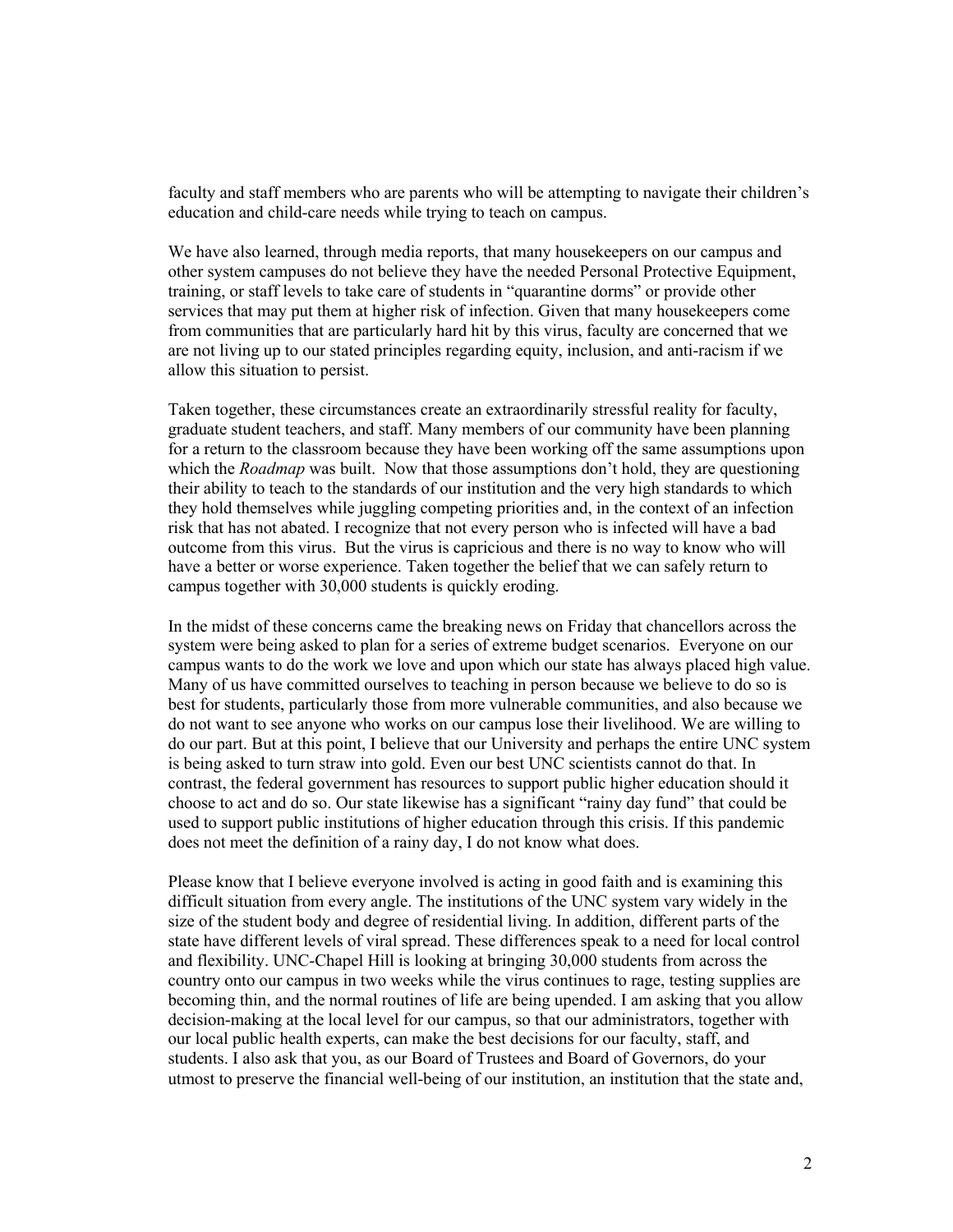faculty and staff members who are parents who will be attempting to navigate their children's education and child-care needs while trying to teach on campus.

We have also learned, through media reports, that many housekeepers on our campus and other system campuses do not believe they have the needed Personal Protective Equipment, training, or staff levels to take care of students in "quarantine dorms" or provide other services that may put them at higher risk of infection. Given that many housekeepers come from communities that are particularly hard hit by this virus, faculty are concerned that we are not living up to our stated principles regarding equity, inclusion, and anti-racism if we allow this situation to persist.

Taken together, these circumstances create an extraordinarily stressful reality for faculty, graduate student teachers, and staff. Many members of our community have been planning for a return to the classroom because they have been working off the same assumptions upon which the *Roadmap* was built. Now that those assumptions don't hold, they are questioning their ability to teach to the standards of our institution and the very high standards to which they hold themselves while juggling competing priorities and, in the context of an infection risk that has not abated. I recognize that not every person who is infected will have a bad outcome from this virus. But the virus is capricious and there is no way to know who will have a better or worse experience. Taken together the belief that we can safely return to campus together with 30,000 students is quickly eroding.

In the midst of these concerns came the breaking news on Friday that chancellors across the system were being asked to plan for a series of extreme budget scenarios. Everyone on our campus wants to do the work we love and upon which our state has always placed high value. Many of us have committed ourselves to teaching in person because we believe to do so is best for students, particularly those from more vulnerable communities, and also because we do not want to see anyone who works on our campus lose their livelihood. We are willing to do our part. But at this point, I believe that our University and perhaps the entire UNC system is being asked to turn straw into gold. Even our best UNC scientists cannot do that. In contrast, the federal government has resources to support public higher education should it choose to act and do so. Our state likewise has a significant "rainy day fund" that could be used to support public institutions of higher education through this crisis. If this pandemic does not meet the definition of a rainy day, I do not know what does.

Please know that I believe everyone involved is acting in good faith and is examining this difficult situation from every angle. The institutions of the UNC system vary widely in the size of the student body and degree of residential living. In addition, different parts of the state have different levels of viral spread. These differences speak to a need for local control and flexibility. UNC-Chapel Hill is looking at bringing 30,000 students from across the country onto our campus in two weeks while the virus continues to rage, testing supplies are becoming thin, and the normal routines of life are being upended. I am asking that you allow decision-making at the local level for our campus, so that our administrators, together with our local public health experts, can make the best decisions for our faculty, staff, and students. I also ask that you, as our Board of Trustees and Board of Governors, do your utmost to preserve the financial well-being of our institution, an institution that the state and,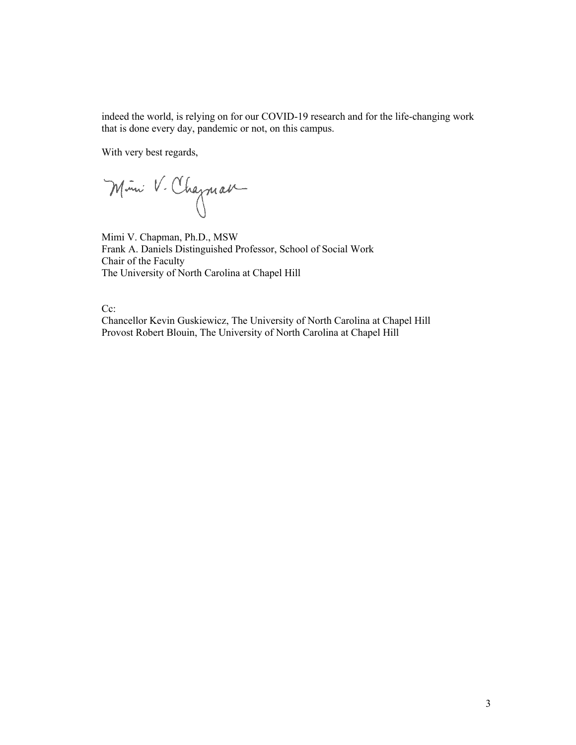indeed the world, is relying on for our COVID-19 research and for the life-changing work that is done every day, pandemic or not, on this campus.

With very best regards,

Mimi V. Chapman

Mimi V. Chapman, Ph.D., MSW
Frank A. Daniels Distinguished Professor, School of Social Work
Chair of the Faculty
The University of North Carolina at Chapel Hill

Cc:
Chancellor Kevin Guskiewicz, The University of North Carolina at Chapel Hill
Provost Robert Blouin, The University of North Carolina at Chapel Hill